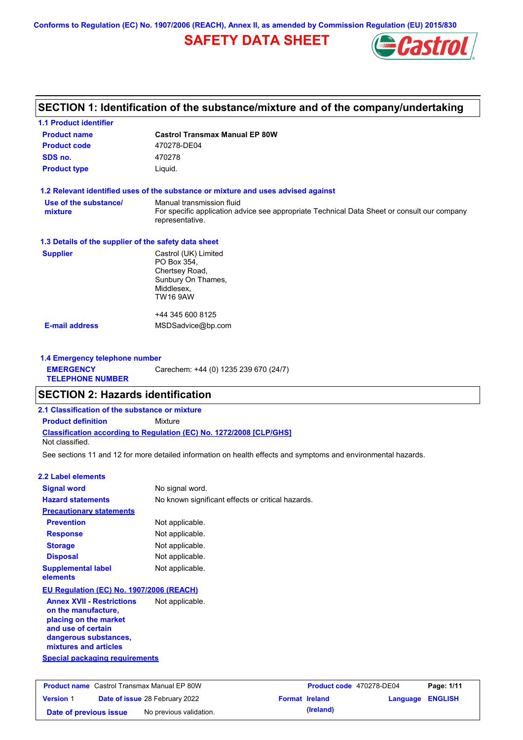Conforms to Regulation (EC) No. 1907/2006 (REACH), Annex II, as amended by Commission Regulation (EU) 2015/830

# SAFETY DATA SHEET

## SECTION 1: Identification of the substance/mixture and of the company/undertaking

### 1.1 Product identifier

| | |
|---|---|
| **Product name** | **Castrol Transmax Manual EP 80W** |
| **Product code** | 470278-DE04 |
| **SDS no.** | 470278 |
| **Product type** | Liquid. |

### 1.2 Relevant identified uses of the substance or mixture and uses advised against

| | |
|---|---|
| **Use of the substance/ mixture** | Manual transmission fluid<br>For specific application advice see appropriate Technical Data Sheet or consult our company representative. |

### 1.3 Details of the supplier of the safety data sheet

| | |
|---|---|
| **Supplier** | Castrol (UK) Limited<br>PO Box 354,<br>Chertsey Road,<br>Sunbury On Thames,<br>Middlesex,<br>TW16 9AW<br><br>+44 345 600 8125 |
| **E-mail address** | MSDSadvice@bp.com |

### 1.4 Emergency telephone number

| | |
|---|---|
| **EMERGENCY TELEPHONE NUMBER** | Carechem: +44 (0) 1235 239 670 (24/7) |

## SECTION 2: Hazards identification

### 2.1 Classification of the substance or mixture

**Product definition** Mixture

**Classification according to Regulation (EC) No. 1272/2008 [CLP/GHS]**

Not classified.

See sections 11 and 12 for more detailed information on health effects and symptoms and environmental hazards.

### 2.2 Label elements

| | |
|---|---|
| **Signal word** | No signal word. |
| **Hazard statements** | No known significant effects or critical hazards. |
| **Precautionary statements** | |
| **Prevention** | Not applicable. |
| **Response** | Not applicable. |
| **Storage** | Not applicable. |
| **Disposal** | Not applicable. |
| **Supplemental label elements** | Not applicable. |

**EU Regulation (EC) No. 1907/2006 (REACH)**

| | |
|---|---|
| **Annex XVII - Restrictions on the manufacture, placing on the market and use of certain dangerous substances, mixtures and articles** | Not applicable. |

**Special packaging requirements**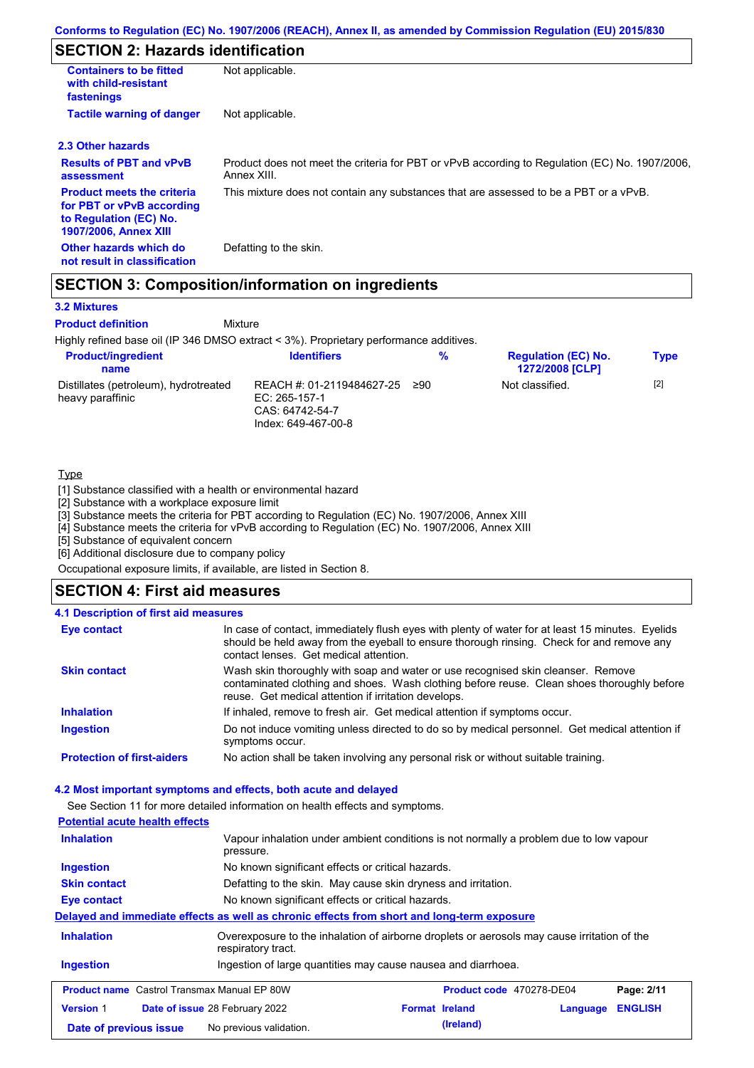## SECTION 2: Hazards identification

| | |
|---|---|
| **Containers to be fitted with child-resistant fastenings** | Not applicable. |
| **Tactile warning of danger** | Not applicable. |

### 2.3 Other hazards

| | |
|---|---|
| **Results of PBT and vPvB assessment** | Product does not meet the criteria for PBT or vPvB according to Regulation (EC) No. 1907/2006, Annex XIII. |
| **Product meets the criteria for PBT or vPvB according to Regulation (EC) No. 1907/2006, Annex XIII** | This mixture does not contain any substances that are assessed to be a PBT or a vPvB. |
| **Other hazards which do not result in classification** | Defatting to the skin. |

## SECTION 3: Composition/information on ingredients

### 3.2 Mixtures

**Product definition** Mixture

Highly refined base oil (IP 346 DMSO extract < 3%). Proprietary performance additives.

| Product/ingredient name | Identifiers | % | Regulation (EC) No. 1272/2008 [CLP] | Type |
|---|---|---|---|---|
| Distillates (petroleum), hydrotreated heavy paraffinic | REACH #: 01-2119484627-25<br>EC: 265-157-1<br>CAS: 64742-54-7<br>Index: 649-467-00-8 | ≥90 | Not classified. | [2] |

Type

[1] Substance classified with a health or environmental hazard
[2] Substance with a workplace exposure limit
[3] Substance meets the criteria for PBT according to Regulation (EC) No. 1907/2006, Annex XIII
[4] Substance meets the criteria for vPvB according to Regulation (EC) No. 1907/2006, Annex XIII
[5] Substance of equivalent concern
[6] Additional disclosure due to company policy

Occupational exposure limits, if available, are listed in Section 8.

## SECTION 4: First aid measures

### 4.1 Description of first aid measures

| | |
|---|---|
| **Eye contact** | In case of contact, immediately flush eyes with plenty of water for at least 15 minutes. Eyelids should be held away from the eyeball to ensure thorough rinsing. Check for and remove any contact lenses. Get medical attention. |
| **Skin contact** | Wash skin thoroughly with soap and water or use recognised skin cleanser. Remove contaminated clothing and shoes. Wash clothing before reuse. Clean shoes thoroughly before reuse. Get medical attention if irritation develops. |
| **Inhalation** | If inhaled, remove to fresh air. Get medical attention if symptoms occur. |
| **Ingestion** | Do not induce vomiting unless directed to do so by medical personnel. Get medical attention if symptoms occur. |
| **Protection of first-aiders** | No action shall be taken involving any personal risk or without suitable training. |

### 4.2 Most important symptoms and effects, both acute and delayed

See Section 11 for more detailed information on health effects and symptoms.

**Potential acute health effects**

| | |
|---|---|
| **Inhalation** | Vapour inhalation under ambient conditions is not normally a problem due to low vapour pressure. |
| **Ingestion** | No known significant effects or critical hazards. |
| **Skin contact** | Defatting to the skin. May cause skin dryness and irritation. |
| **Eye contact** | No known significant effects or critical hazards. |

**Delayed and immediate effects as well as chronic effects from short and long-term exposure**

| | |
|---|---|
| **Inhalation** | Overexposure to the inhalation of airborne droplets or aerosols may cause irritation of the respiratory tract. |
| **Ingestion** | Ingestion of large quantities may cause nausea and diarrhoea. |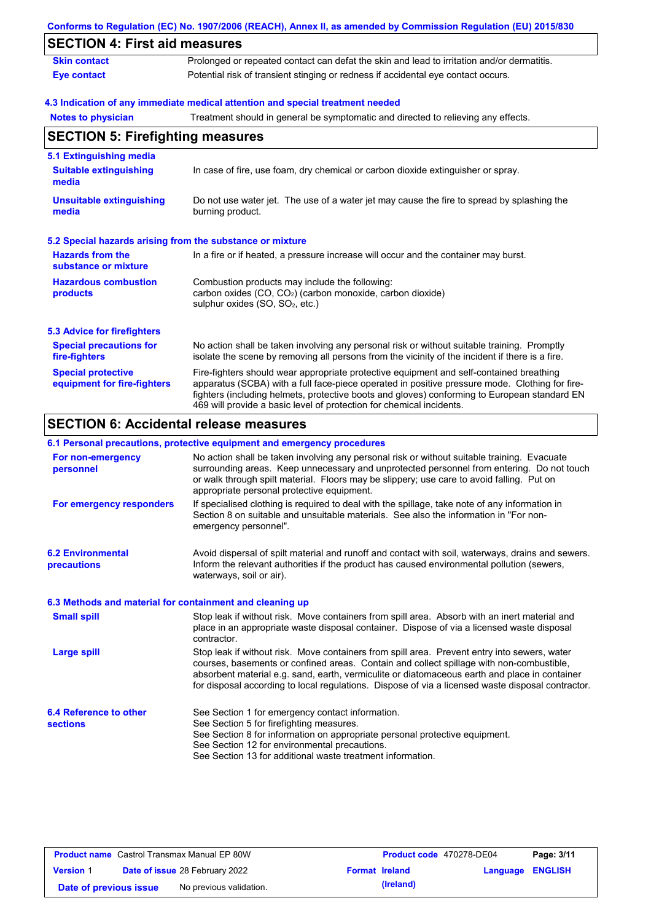## SECTION 4: First aid measures

| | |
|---|---|
| **Skin contact** | Prolonged or repeated contact can defat the skin and lead to irritation and/or dermatitis. |
| **Eye contact** | Potential risk of transient stinging or redness if accidental eye contact occurs. |

### 4.3 Indication of any immediate medical attention and special treatment needed

| | |
|---|---|
| **Notes to physician** | Treatment should in general be symptomatic and directed to relieving any effects. |

## SECTION 5: Firefighting measures

### 5.1 Extinguishing media

| | |
|---|---|
| **Suitable extinguishing media** | In case of fire, use foam, dry chemical or carbon dioxide extinguisher or spray. |
| **Unsuitable extinguishing media** | Do not use water jet. The use of a water jet may cause the fire to spread by splashing the burning product. |

### 5.2 Special hazards arising from the substance or mixture

| | |
|---|---|
| **Hazards from the substance or mixture** | In a fire or if heated, a pressure increase will occur and the container may burst. |
| **Hazardous combustion products** | Combustion products may include the following: carbon oxides ($CO$, $CO_2$) (carbon monoxide, carbon dioxide) sulphur oxides ($SO$, $SO_2$, etc.) |

### 5.3 Advice for firefighters

| | |
|---|---|
| **Special precautions for fire-fighters** | No action shall be taken involving any personal risk or without suitable training. Promptly isolate the scene by removing all persons from the vicinity of the incident if there is a fire. |
| **Special protective equipment for fire-fighters** | Fire-fighters should wear appropriate protective equipment and self-contained breathing apparatus (SCBA) with a full face-piece operated in positive pressure mode. Clothing for fire-fighters (including helmets, protective boots and gloves) conforming to European standard EN 469 will provide a basic level of protection for chemical incidents. |

## SECTION 6: Accidental release measures

### 6.1 Personal precautions, protective equipment and emergency procedures

| | |
|---|---|
| **For non-emergency personnel** | No action shall be taken involving any personal risk or without suitable training. Evacuate surrounding areas. Keep unnecessary and unprotected personnel from entering. Do not touch or walk through spilt material. Floors may be slippery; use care to avoid falling. Put on appropriate personal protective equipment. |
| **For emergency responders** | If specialised clothing is required to deal with the spillage, take note of any information in Section 8 on suitable and unsuitable materials. See also the information in "For non-emergency personnel". |

| | |
|---|---|
| **6.2 Environmental precautions** | Avoid dispersal of spilt material and runoff and contact with soil, waterways, drains and sewers. Inform the relevant authorities if the product has caused environmental pollution (sewers, waterways, soil or air). |

### 6.3 Methods and material for containment and cleaning up

| | |
|---|---|
| **Small spill** | Stop leak if without risk. Move containers from spill area. Absorb with an inert material and place in an appropriate waste disposal container. Dispose of via a licensed waste disposal contractor. |
| **Large spill** | Stop leak if without risk. Move containers from spill area. Prevent entry into sewers, water courses, basements or confined areas. Contain and collect spillage with non-combustible, absorbent material e.g. sand, earth, vermiculite or diatomaceous earth and place in container for disposal according to local regulations. Dispose of via a licensed waste disposal contractor. |

| | |
|---|---|
| **6.4 Reference to other sections** | See Section 1 for emergency contact information.<br>See Section 5 for firefighting measures.<br>See Section 8 for information on appropriate personal protective equipment.<br>See Section 12 for environmental precautions.<br>See Section 13 for additional waste treatment information. |

| **Product name** Castrol Transmax Manual EP 80W | **Product code** 470278-DE04 | **Page:** 3/11 |
|---|---|---|
| **Version** 1 **Date of issue** 28 February 2022 | **Format** Ireland (Ireland) | **Language** ENGLISH |
| **Date of previous issue** No previous validation. | | |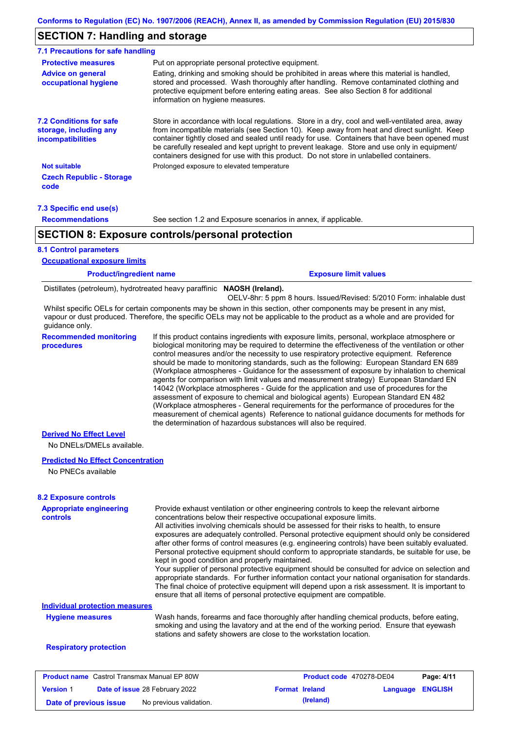## SECTION 7: Handling and storage

### 7.1 Precautions for safe handling

**Protective measures**
Put on appropriate personal protective equipment.

**Advice on general occupational hygiene**
Eating, drinking and smoking should be prohibited in areas where this material is handled, stored and processed. Wash thoroughly after handling. Remove contaminated clothing and protective equipment before entering eating areas. See also Section 8 for additional information on hygiene measures.

### 7.2 Conditions for safe storage, including any incompatibilities

Store in accordance with local regulations. Store in a dry, cool and well-ventilated area, away from incompatible materials (see Section 10). Keep away from heat and direct sunlight. Keep container tightly closed and sealed until ready for use. Containers that have been opened must be carefully resealed and kept upright to prevent leakage. Store and use only in equipment/ containers designed for use with this product. Do not store in unlabelled containers.

**Not suitable**
Prolonged exposure to elevated temperature

**Czech Republic - Storage code**

### 7.3 Specific end use(s)

**Recommendations**
See section 1.2 and Exposure scenarios in annex, if applicable.

## SECTION 8: Exposure controls/personal protection

### 8.1 Control parameters

**Occupational exposure limits**

| Product/ingredient name | Exposure limit values |
|---|---|
| Distillates (petroleum), hydrotreated heavy paraffinic | **NAOSH (Ireland).** OELV-8hr: 5 ppm 8 hours. Issued/Revised: 5/2010 Form: inhalable dust |

Whilst specific OELs for certain components may be shown in this section, other components may be present in any mist, vapour or dust produced. Therefore, the specific OELs may not be applicable to the product as a whole and are provided for guidance only.

**Recommended monitoring procedures**
If this product contains ingredients with exposure limits, personal, workplace atmosphere or biological monitoring may be required to determine the effectiveness of the ventilation or other control measures and/or the necessity to use respiratory protective equipment. Reference should be made to monitoring standards, such as the following: European Standard EN 689 (Workplace atmospheres - Guidance for the assessment of exposure by inhalation to chemical agents for comparison with limit values and measurement strategy) European Standard EN 14042 (Workplace atmospheres - Guide for the application and use of procedures for the assessment of exposure to chemical and biological agents) European Standard EN 482 (Workplace atmospheres - General requirements for the performance of procedures for the measurement of chemical agents) Reference to national guidance documents for methods for the determination of hazardous substances will also be required.

**Derived No Effect Level**

No DNELs/DMELs available.

**Predicted No Effect Concentration**

No PNECs available

### 8.2 Exposure controls

**Appropriate engineering controls**
Provide exhaust ventilation or other engineering controls to keep the relevant airborne concentrations below their respective occupational exposure limits.
All activities involving chemicals should be assessed for their risks to health, to ensure exposures are adequately controlled. Personal protective equipment should only be considered after other forms of control measures (e.g. engineering controls) have been suitably evaluated. Personal protective equipment should conform to appropriate standards, be suitable for use, be kept in good condition and properly maintained.
Your supplier of personal protective equipment should be consulted for advice on selection and appropriate standards. For further information contact your national organisation for standards. The final choice of protective equipment will depend upon a risk assessment. It is important to ensure that all items of personal protective equipment are compatible.

**Individual protection measures**

**Hygiene measures**
Wash hands, forearms and face thoroughly after handling chemical products, before eating, smoking and using the lavatory and at the end of the working period. Ensure that eyewash stations and safety showers are close to the workstation location.

**Respiratory protection**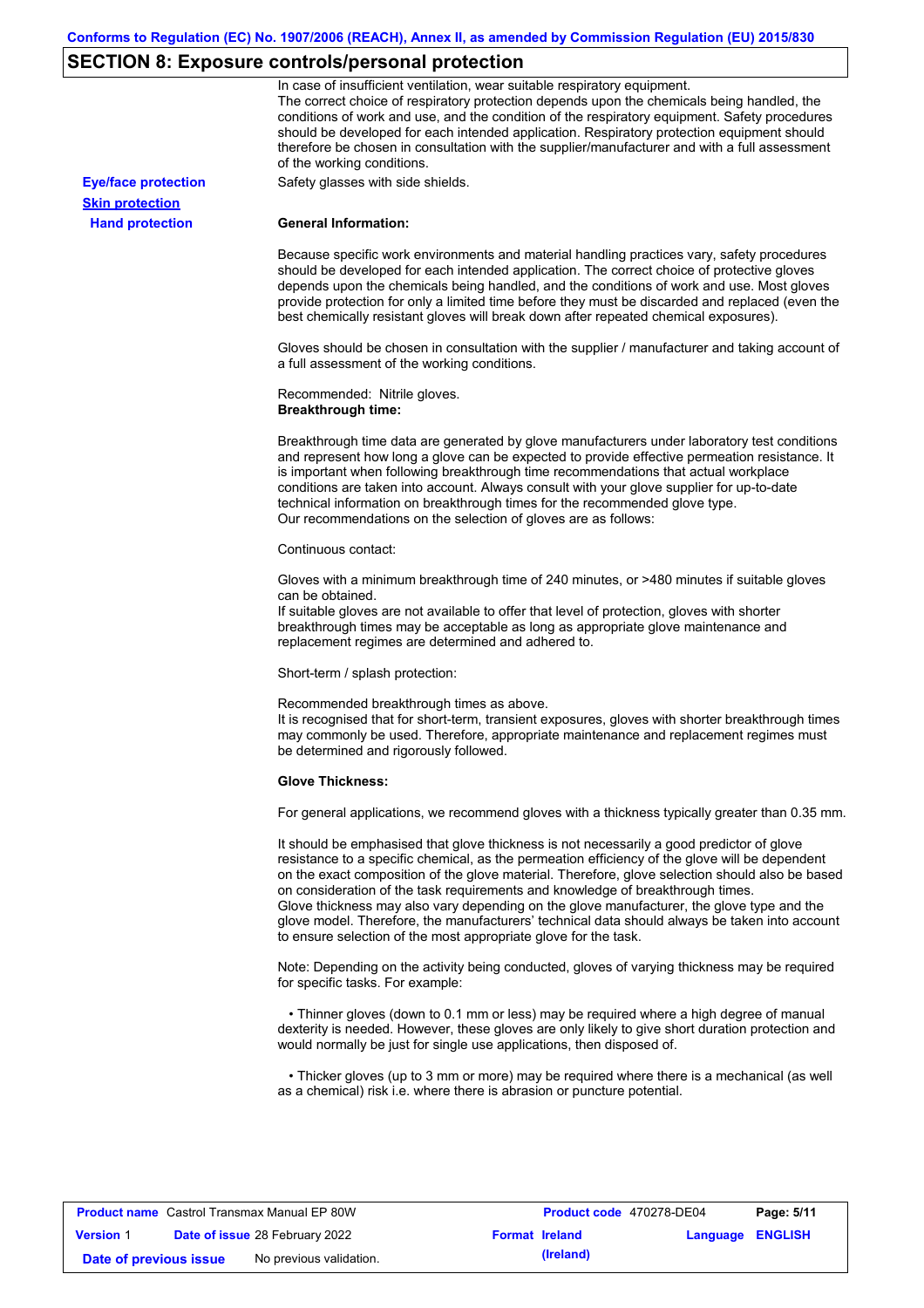## SECTION 8: Exposure controls/personal protection

In case of insufficient ventilation, wear suitable respiratory equipment.
The correct choice of respiratory protection depends upon the chemicals being handled, the conditions of work and use, and the condition of the respiratory equipment. Safety procedures should be developed for each intended application. Respiratory protection equipment should therefore be chosen in consultation with the supplier/manufacturer and with a full assessment of the working conditions.

**Eye/face protection** Safety glasses with side shields.

**Skin protection**

**Hand protection**

**General Information:**

Because specific work environments and material handling practices vary, safety procedures should be developed for each intended application. The correct choice of protective gloves depends upon the chemicals being handled, and the conditions of work and use. Most gloves provide protection for only a limited time before they must be discarded and replaced (even the best chemically resistant gloves will break down after repeated chemical exposures).

Gloves should be chosen in consultation with the supplier / manufacturer and taking account of a full assessment of the working conditions.

Recommended: Nitrile gloves.
**Breakthrough time:**

Breakthrough time data are generated by glove manufacturers under laboratory test conditions and represent how long a glove can be expected to provide effective permeation resistance. It is important when following breakthrough time recommendations that actual workplace conditions are taken into account. Always consult with your glove supplier for up-to-date technical information on breakthrough times for the recommended glove type.
Our recommendations on the selection of gloves are as follows:

Continuous contact:

Gloves with a minimum breakthrough time of 240 minutes, or >480 minutes if suitable gloves can be obtained.
If suitable gloves are not available to offer that level of protection, gloves with shorter breakthrough times may be acceptable as long as appropriate glove maintenance and replacement regimes are determined and adhered to.

Short-term / splash protection:

Recommended breakthrough times as above.
It is recognised that for short-term, transient exposures, gloves with shorter breakthrough times may commonly be used. Therefore, appropriate maintenance and replacement regimes must be determined and rigorously followed.

**Glove Thickness:**

For general applications, we recommend gloves with a thickness typically greater than 0.35 mm.

It should be emphasised that glove thickness is not necessarily a good predictor of glove resistance to a specific chemical, as the permeation efficiency of the glove will be dependent on the exact composition of the glove material. Therefore, glove selection should also be based on consideration of the task requirements and knowledge of breakthrough times.
Glove thickness may also vary depending on the glove manufacturer, the glove type and the glove model. Therefore, the manufacturers' technical data should always be taken into account to ensure selection of the most appropriate glove for the task.

Note: Depending on the activity being conducted, gloves of varying thickness may be required for specific tasks. For example:

- Thinner gloves (down to 0.1 mm or less) may be required where a high degree of manual dexterity is needed. However, these gloves are only likely to give short duration protection and would normally be just for single use applications, then disposed of.

- Thicker gloves (up to 3 mm or more) may be required where there is a mechanical (as well as a chemical) risk i.e. where there is abrasion or puncture potential.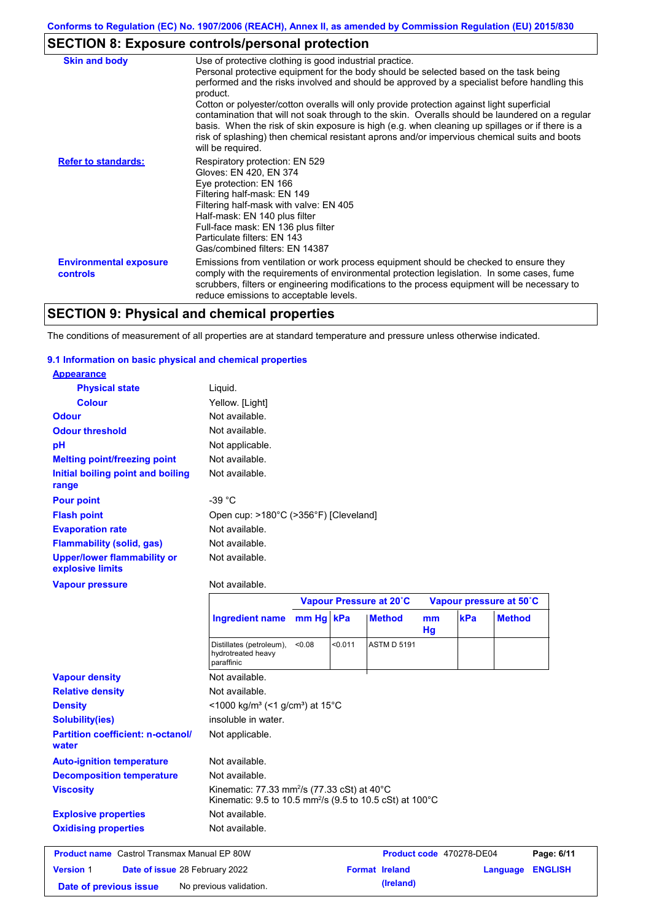Conforms to Regulation (EC) No. 1907/2006 (REACH), Annex II, as amended by Commission Regulation (EU) 2015/830

## SECTION 8: Exposure controls/personal protection

**Skin and body**

Use of protective clothing is good industrial practice.
Personal protective equipment for the body should be selected based on the task being performed and the risks involved and should be approved by a specialist before handling this product.
Cotton or polyester/cotton overalls will only provide protection against light superficial contamination that will not soak through to the skin. Overalls should be laundered on a regular basis. When the risk of skin exposure is high (e.g. when cleaning up spillages or if there is a risk of splashing) then chemical resistant aprons and/or impervious chemical suits and boots will be required.

**Refer to standards:**

Respiratory protection: EN 529
Gloves: EN 420, EN 374
Eye protection: EN 166
Filtering half-mask: EN 149
Filtering half-mask with valve: EN 405
Half-mask: EN 140 plus filter
Full-face mask: EN 136 plus filter
Particulate filters: EN 143
Gas/combined filters: EN 14387

**Environmental exposure controls**

Emissions from ventilation or work process equipment should be checked to ensure they comply with the requirements of environmental protection legislation. In some cases, fume scrubbers, filters or engineering modifications to the process equipment will be necessary to reduce emissions to acceptable levels.

## SECTION 9: Physical and chemical properties

The conditions of measurement of all properties are at standard temperature and pressure unless otherwise indicated.

### 9.1 Information on basic physical and chemical properties

**Appearance**

| | |
|---|---|
| **Physical state** | Liquid. |
| **Colour** | Yellow. [Light] |
| **Odour** | Not available. |
| **Odour threshold** | Not available. |
| **pH** | Not applicable. |
| **Melting point/freezing point** | Not available. |
| **Initial boiling point and boiling range** | Not available. |
| **Pour point** | -39 °C |
| **Flash point** | Open cup: >180°C (>356°F) [Cleveland] |
| **Evaporation rate** | Not available. |
| **Flammability (solid, gas)** | Not available. |
| **Upper/lower flammability or explosive limits** | Not available. |
| **Vapour pressure** | Not available. |

| | Vapour Pressure at 20˚C | | | Vapour pressure at 50˚C | | |
|---|---|---|---|---|---|---|
| **Ingredient name** | **mm Hg** | **kPa** | **Method** | **mm Hg** | **kPa** | **Method** |
| Distillates (petroleum), hydrotreated heavy paraffinic | <0.08 | <0.011 | ASTM D 5191 | | | |

| | |
|---|---|
| **Vapour density** | Not available. |
| **Relative density** | Not available. |
| **Density** | <1000 kg/m³ (<1 g/cm³) at 15°C |
| **Solubility(ies)** | insoluble in water. |
| **Partition coefficient: n-octanol/water** | Not applicable. |
| **Auto-ignition temperature** | Not available. |
| **Decomposition temperature** | Not available. |
| **Viscosity** | Kinematic: 77.33 mm²/s (77.33 cSt) at 40°C<br>Kinematic: 9.5 to 10.5 mm²/s (9.5 to 10.5 cSt) at 100°C |
| **Explosive properties** | Not available. |
| **Oxidising properties** | Not available. |

| | | | |
|---|---|---|---|
| **Product name** Castrol Transmax Manual EP 80W | | **Product code** 470278-DE04 | **Page: 6/11** |
| **Version** 1 | **Date of issue** 28 February 2022 | **Format** Ireland (Ireland) | **Language** ENGLISH |
| **Date of previous issue** | No previous validation. | | |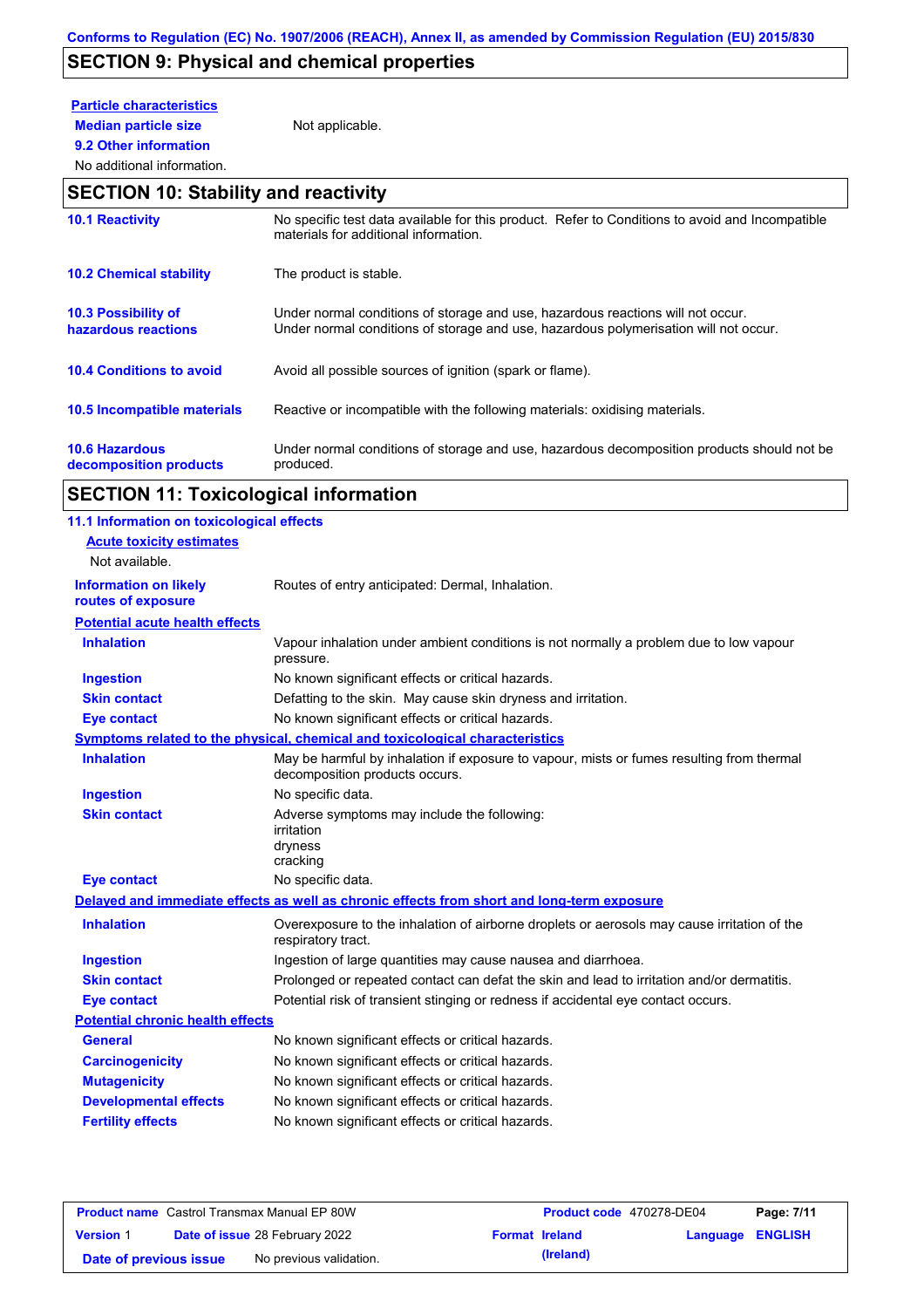## SECTION 9: Physical and chemical properties

**Particle characteristics**

**Median particle size** Not applicable.

**9.2 Other information**

No additional information.

## SECTION 10: Stability and reactivity

| | |
|---|---|
| **10.1 Reactivity** | No specific test data available for this product. Refer to Conditions to avoid and Incompatible materials for additional information. |
| **10.2 Chemical stability** | The product is stable. |
| **10.3 Possibility of hazardous reactions** | Under normal conditions of storage and use, hazardous reactions will not occur. Under normal conditions of storage and use, hazardous polymerisation will not occur. |
| **10.4 Conditions to avoid** | Avoid all possible sources of ignition (spark or flame). |
| **10.5 Incompatible materials** | Reactive or incompatible with the following materials: oxidising materials. |
| **10.6 Hazardous decomposition products** | Under normal conditions of storage and use, hazardous decomposition products should not be produced. |

## SECTION 11: Toxicological information

**11.1 Information on toxicological effects**

**Acute toxicity estimates**

Not available.

**Information on likely routes of exposure**: Routes of entry anticipated: Dermal, Inhalation.

**Potential acute health effects**

| | |
|---|---|
| **Inhalation** | Vapour inhalation under ambient conditions is not normally a problem due to low vapour pressure. |
| **Ingestion** | No known significant effects or critical hazards. |
| **Skin contact** | Defatting to the skin. May cause skin dryness and irritation. |
| **Eye contact** | No known significant effects or critical hazards. |

**Symptoms related to the physical, chemical and toxicological characteristics**

| | |
|---|---|
| **Inhalation** | May be harmful by inhalation if exposure to vapour, mists or fumes resulting from thermal decomposition products occurs. |
| **Ingestion** | No specific data. |
| **Skin contact** | Adverse symptoms may include the following: irritation dryness cracking |
| **Eye contact** | No specific data. |

**Delayed and immediate effects as well as chronic effects from short and long-term exposure**

| | |
|---|---|
| **Inhalation** | Overexposure to the inhalation of airborne droplets or aerosols may cause irritation of the respiratory tract. |
| **Ingestion** | Ingestion of large quantities may cause nausea and diarrhoea. |
| **Skin contact** | Prolonged or repeated contact can defat the skin and lead to irritation and/or dermatitis. |
| **Eye contact** | Potential risk of transient stinging or redness if accidental eye contact occurs. |

**Potential chronic health effects**

| | |
|---|---|
| **General** | No known significant effects or critical hazards. |
| **Carcinogenicity** | No known significant effects or critical hazards. |
| **Mutagenicity** | No known significant effects or critical hazards. |
| **Developmental effects** | No known significant effects or critical hazards. |
| **Fertility effects** | No known significant effects or critical hazards. |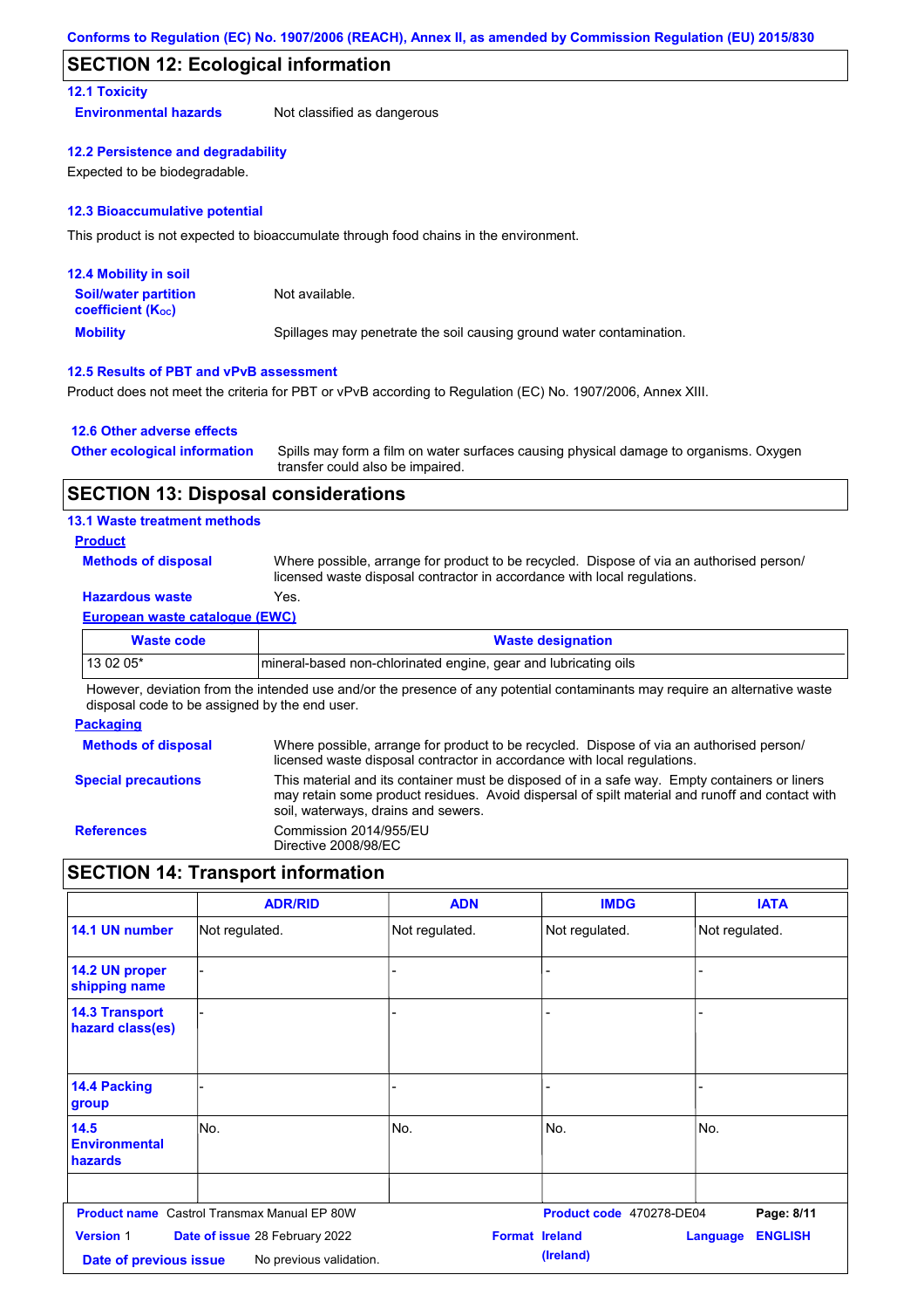## SECTION 12: Ecological information

### 12.1 Toxicity

**Environmental hazards** Not classified as dangerous

### 12.2 Persistence and degradability

Expected to be biodegradable.

### 12.3 Bioaccumulative potential

This product is not expected to bioaccumulate through food chains in the environment.

### 12.4 Mobility in soil

**Soil/water partition coefficient ($K_{OC}$)** Not available.

**Mobility** Spillages may penetrate the soil causing ground water contamination.

### 12.5 Results of PBT and vPvB assessment

Product does not meet the criteria for PBT or vPvB according to Regulation (EC) No. 1907/2006, Annex XIII.

### 12.6 Other adverse effects

**Other ecological information** Spills may form a film on water surfaces causing physical damage to organisms. Oxygen transfer could also be impaired.

## SECTION 13: Disposal considerations

### 13.1 Waste treatment methods

**Product**

**Methods of disposal** Where possible, arrange for product to be recycled. Dispose of via an authorised person/ licensed waste disposal contractor in accordance with local regulations.

**Hazardous waste** Yes.

**European waste catalogue (EWC)**

| Waste code | Waste designation |
|---|---|
| 13 02 05* | mineral-based non-chlorinated engine, gear and lubricating oils |

However, deviation from the intended use and/or the presence of any potential contaminants may require an alternative waste disposal code to be assigned by the end user.

**Packaging**

**Methods of disposal** Where possible, arrange for product to be recycled. Dispose of via an authorised person/ licensed waste disposal contractor in accordance with local regulations.

**Special precautions** This material and its container must be disposed of in a safe way. Empty containers or liners may retain some product residues. Avoid dispersal of spilt material and runoff and contact with soil, waterways, drains and sewers.

**References** Commission 2014/955/EU
Directive 2008/98/EC

## SECTION 14: Transport information

| | ADR/RID | ADN | IMDG | IATA |
|---|---|---|---|---|
| 14.1 UN number | Not regulated. | Not regulated. | Not regulated. | Not regulated. |
| 14.2 UN proper shipping name | - | - | - | - |
| 14.3 Transport hazard class(es) | - | - | - | - |
| 14.4 Packing group | - | - | - | - |
| 14.5 Environmental hazards | No. | No. | No. | No. |
| | | | | |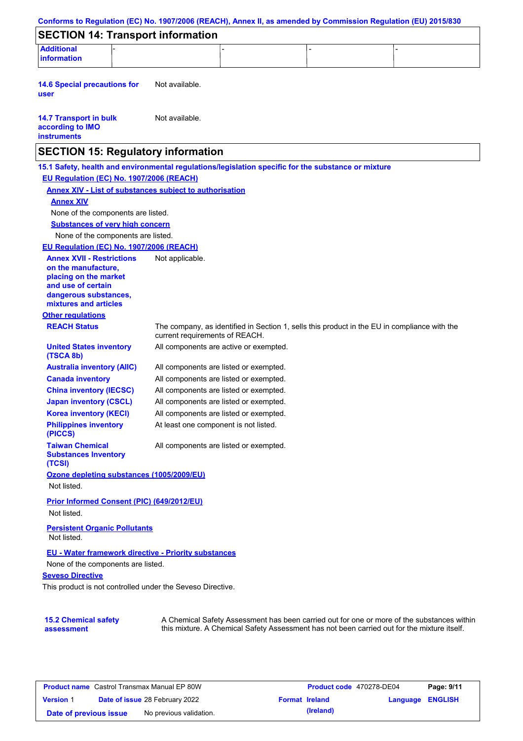## SECTION 14: Transport information

| Additional information | - | - | - | - |
|---|---|---|---|---|

**14.6 Special precautions for user** Not available.

**14.7 Transport in bulk according to IMO instruments** Not available.

## SECTION 15: Regulatory information

**15.1 Safety, health and environmental regulations/legislation specific for the substance or mixture**

**EU Regulation (EC) No. 1907/2006 (REACH)**

**Annex XIV - List of substances subject to authorisation**

**Annex XIV**

None of the components are listed.

**Substances of very high concern**

None of the components are listed.

**EU Regulation (EC) No. 1907/2006 (REACH)**

**Annex XVII - Restrictions on the manufacture, placing on the market and use of certain dangerous substances, mixtures and articles** Not applicable.

**Other regulations**

**REACH Status** The company, as identified in Section 1, sells this product in the EU in compliance with the current requirements of REACH.

**United States inventory (TSCA 8b)** All components are active or exempted.

**Australia inventory (AIIC)** All components are listed or exempted.

**Canada inventory** All components are listed or exempted.

**China inventory (IECSC)** All components are listed or exempted.

**Japan inventory (CSCL)** All components are listed or exempted.

**Korea inventory (KECI)** All components are listed or exempted.

**Philippines inventory (PICCS)** At least one component is not listed.

**Taiwan Chemical Substances Inventory (TCSI)** All components are listed or exempted.

**Ozone depleting substances (1005/2009/EU)**

Not listed.

**Prior Informed Consent (PIC) (649/2012/EU)**

Not listed.

**Persistent Organic Pollutants**

Not listed.

**EU - Water framework directive - Priority substances**

None of the components are listed.

**Seveso Directive**

This product is not controlled under the Seveso Directive.

**15.2 Chemical safety assessment** A Chemical Safety Assessment has been carried out for one or more of the substances within this mixture. A Chemical Safety Assessment has not been carried out for the mixture itself.

| **Product name** Castrol Transmax Manual EP 80W | **Product code** 470278-DE04 | **Page: 9/11** |
|---|---|---|
| **Version** 1 **Date of issue** 28 February 2022 | **Format Ireland (Ireland)** | **Language ENGLISH** |
| **Date of previous issue** No previous validation. | | |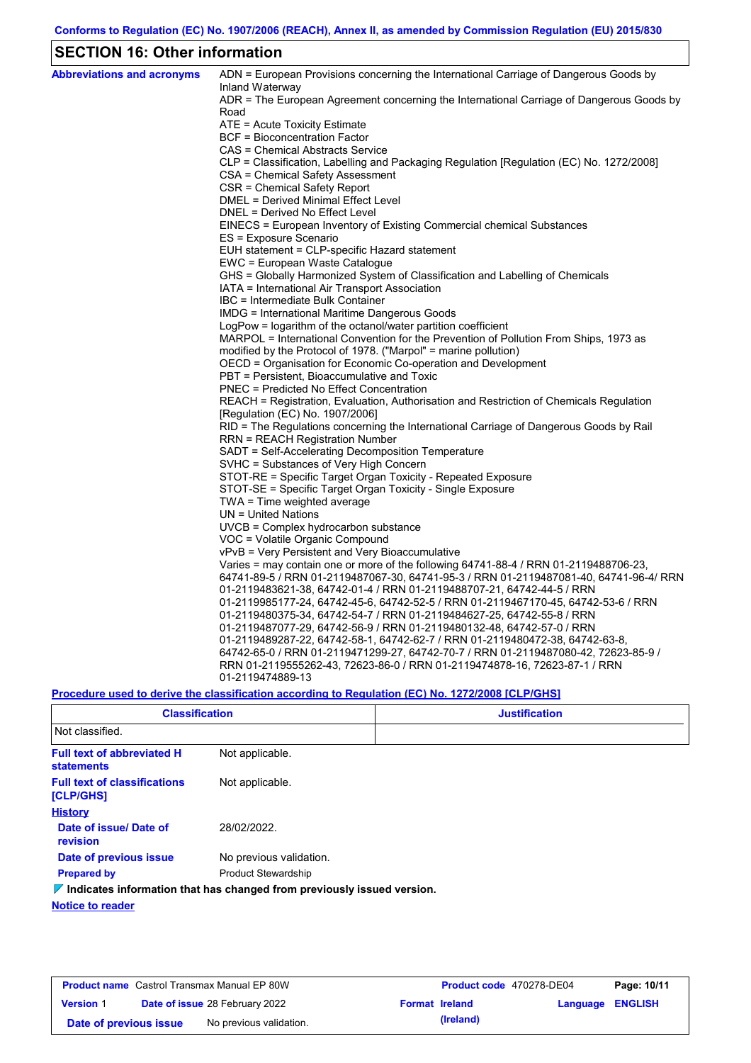## SECTION 16: Other information

**Abbreviations and acronyms**

ADN = European Provisions concerning the International Carriage of Dangerous Goods by Inland Waterway
ADR = The European Agreement concerning the International Carriage of Dangerous Goods by Road
ATE = Acute Toxicity Estimate
BCF = Bioconcentration Factor
CAS = Chemical Abstracts Service
CLP = Classification, Labelling and Packaging Regulation [Regulation (EC) No. 1272/2008]
CSA = Chemical Safety Assessment
CSR = Chemical Safety Report
DMEL = Derived Minimal Effect Level
DNEL = Derived No Effect Level
EINECS = European Inventory of Existing Commercial chemical Substances
ES = Exposure Scenario
EUH statement = CLP-specific Hazard statement
EWC = European Waste Catalogue
GHS = Globally Harmonized System of Classification and Labelling of Chemicals
IATA = International Air Transport Association
IBC = Intermediate Bulk Container
IMDG = International Maritime Dangerous Goods
LogPow = logarithm of the octanol/water partition coefficient
MARPOL = International Convention for the Prevention of Pollution From Ships, 1973 as modified by the Protocol of 1978. ("Marpol" = marine pollution)
OECD = Organisation for Economic Co-operation and Development
PBT = Persistent, Bioaccumulative and Toxic
PNEC = Predicted No Effect Concentration
REACH = Registration, Evaluation, Authorisation and Restriction of Chemicals Regulation [Regulation (EC) No. 1907/2006]
RID = The Regulations concerning the International Carriage of Dangerous Goods by Rail
RRN = REACH Registration Number
SADT = Self-Accelerating Decomposition Temperature
SVHC = Substances of Very High Concern
STOT-RE = Specific Target Organ Toxicity - Repeated Exposure
STOT-SE = Specific Target Organ Toxicity - Single Exposure
TWA = Time weighted average
UN = United Nations
UVCB = Complex hydrocarbon substance
VOC = Volatile Organic Compound
vPvB = Very Persistent and Very Bioaccumulative
Varies = may contain one or more of the following 64741-88-4 / RRN 01-2119488706-23, 64741-89-5 / RRN 01-2119487067-30, 64741-95-3 / RRN 01-2119487081-40, 64741-96-4/ RRN 01-2119483621-38, 64742-01-4 / RRN 01-2119488707-21, 64742-44-5 / RRN 01-2119985177-24, 64742-45-6, 64742-52-5 / RRN 01-2119467170-45, 64742-53-6 / RRN 01-2119480375-34, 64742-54-7 / RRN 01-2119484627-25, 64742-55-8 / RRN 01-2119487077-29, 64742-56-9 / RRN 01-2119480132-48, 64742-57-0 / RRN 01-2119489287-22, 64742-58-1, 64742-62-7 / RRN 01-2119480472-38, 64742-63-8, 64742-65-0 / RRN 01-2119471299-27, 64742-70-7 / RRN 01-2119487080-42, 72623-85-9 / RRN 01-2119555262-43, 72623-86-0 / RRN 01-2119474878-16, 72623-87-1 / RRN 01-2119474889-13

**Procedure used to derive the classification according to Regulation (EC) No. 1272/2008 [CLP/GHS]**

| Classification | Justification |
|---|---|
| Not classified. | |

**Full text of abbreviated H statements**: Not applicable.

**Full text of classifications [CLP/GHS]**: Not applicable.

**History**

**Date of issue/ Date of revision**: 28/02/2022.

**Date of previous issue**: No previous validation.

**Prepared by**: Product Stewardship

**Indicates information that has changed from previously issued version.**

**Notice to reader**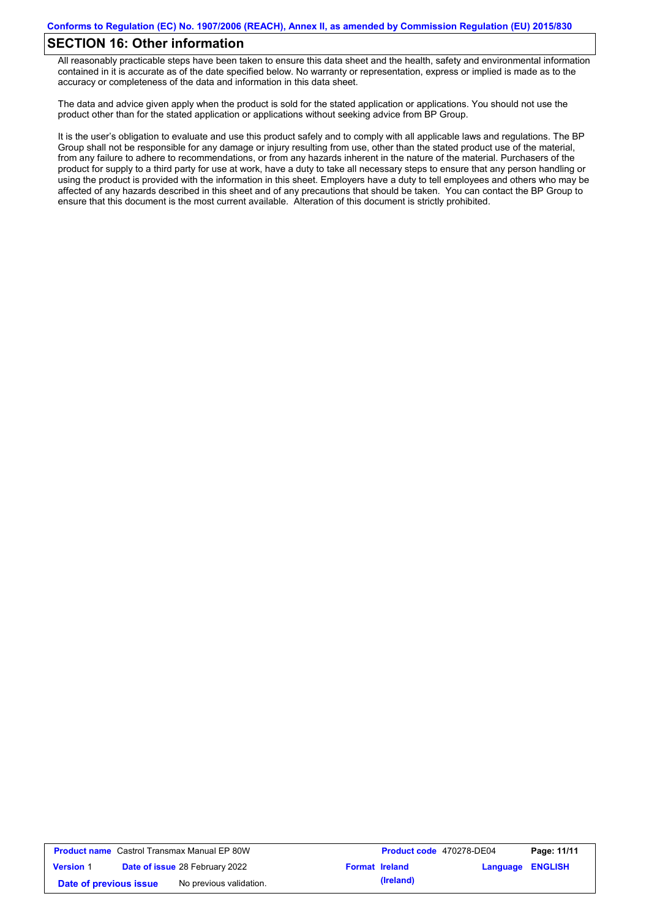## SECTION 16: Other information

All reasonably practicable steps have been taken to ensure this data sheet and the health, safety and environmental information contained in it is accurate as of the date specified below. No warranty or representation, express or implied is made as to the accuracy or completeness of the data and information in this data sheet.

The data and advice given apply when the product is sold for the stated application or applications. You should not use the product other than for the stated application or applications without seeking advice from BP Group.

It is the user's obligation to evaluate and use this product safely and to comply with all applicable laws and regulations. The BP Group shall not be responsible for any damage or injury resulting from use, other than the stated product use of the material, from any failure to adhere to recommendations, or from any hazards inherent in the nature of the material. Purchasers of the product for supply to a third party for use at work, have a duty to take all necessary steps to ensure that any person handling or using the product is provided with the information in this sheet. Employers have a duty to tell employees and others who may be affected of any hazards described in this sheet and of any precautions that should be taken. You can contact the BP Group to ensure that this document is the most current available. Alteration of this document is strictly prohibited.